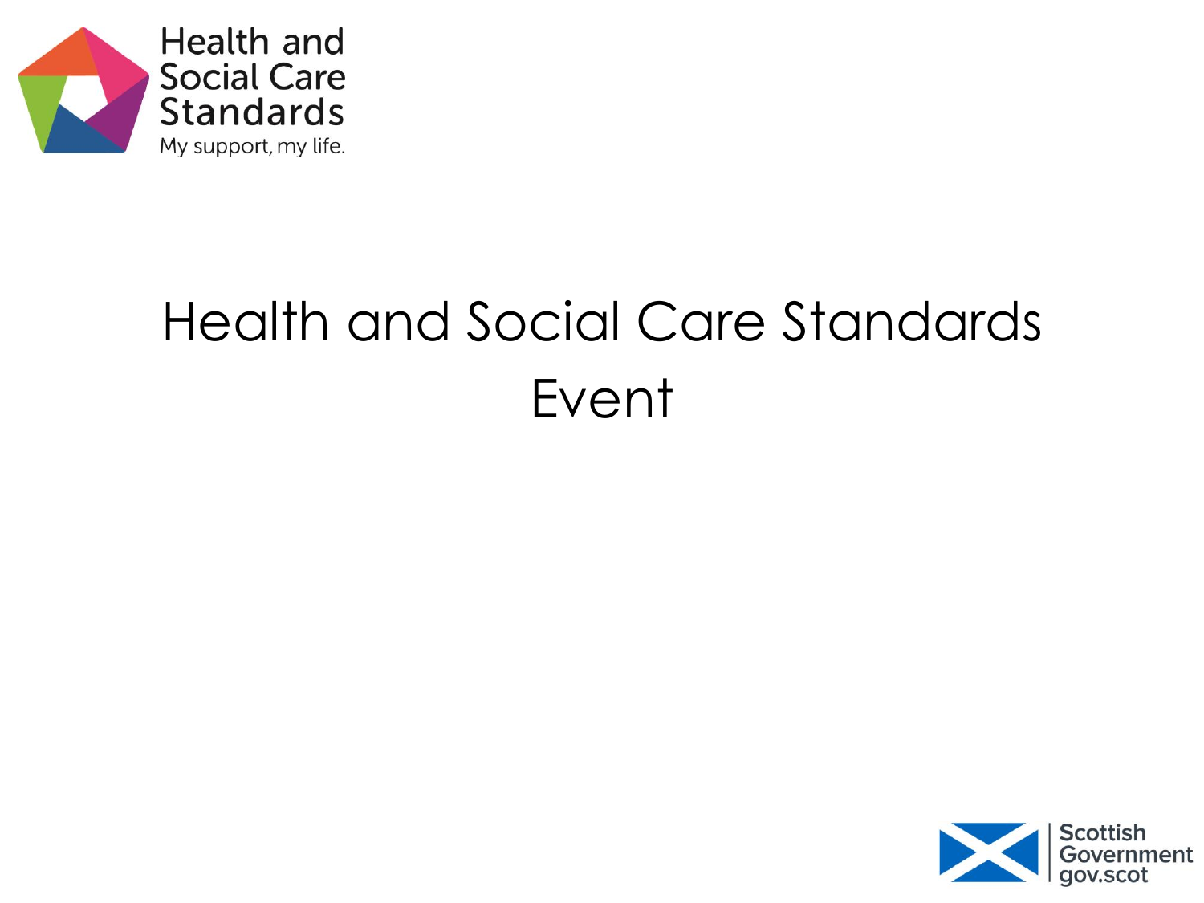# Health and Social Care Standards Event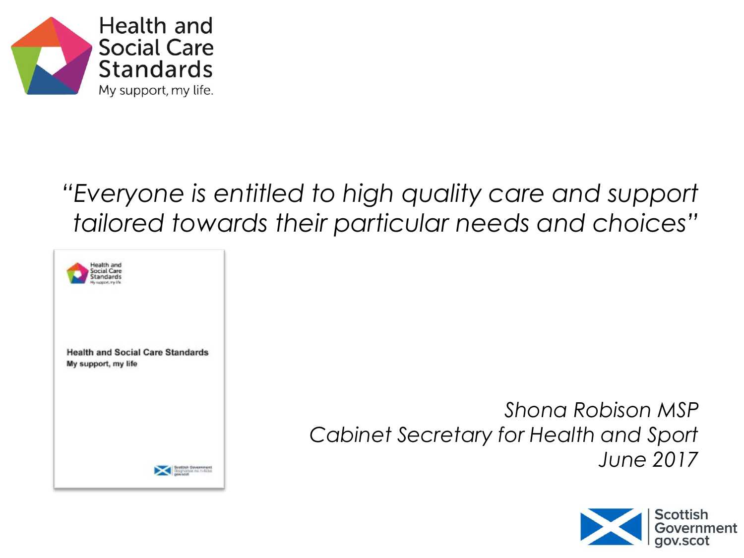Health and Social Care Standards
My support, my life.

*"Everyone is entitled to high quality care and support tailored towards their particular needs and choices"*

*Shona Robison MSP*
*Cabinet Secretary for Health and Sport*
*June 2017*

Scottish Government
gov.scot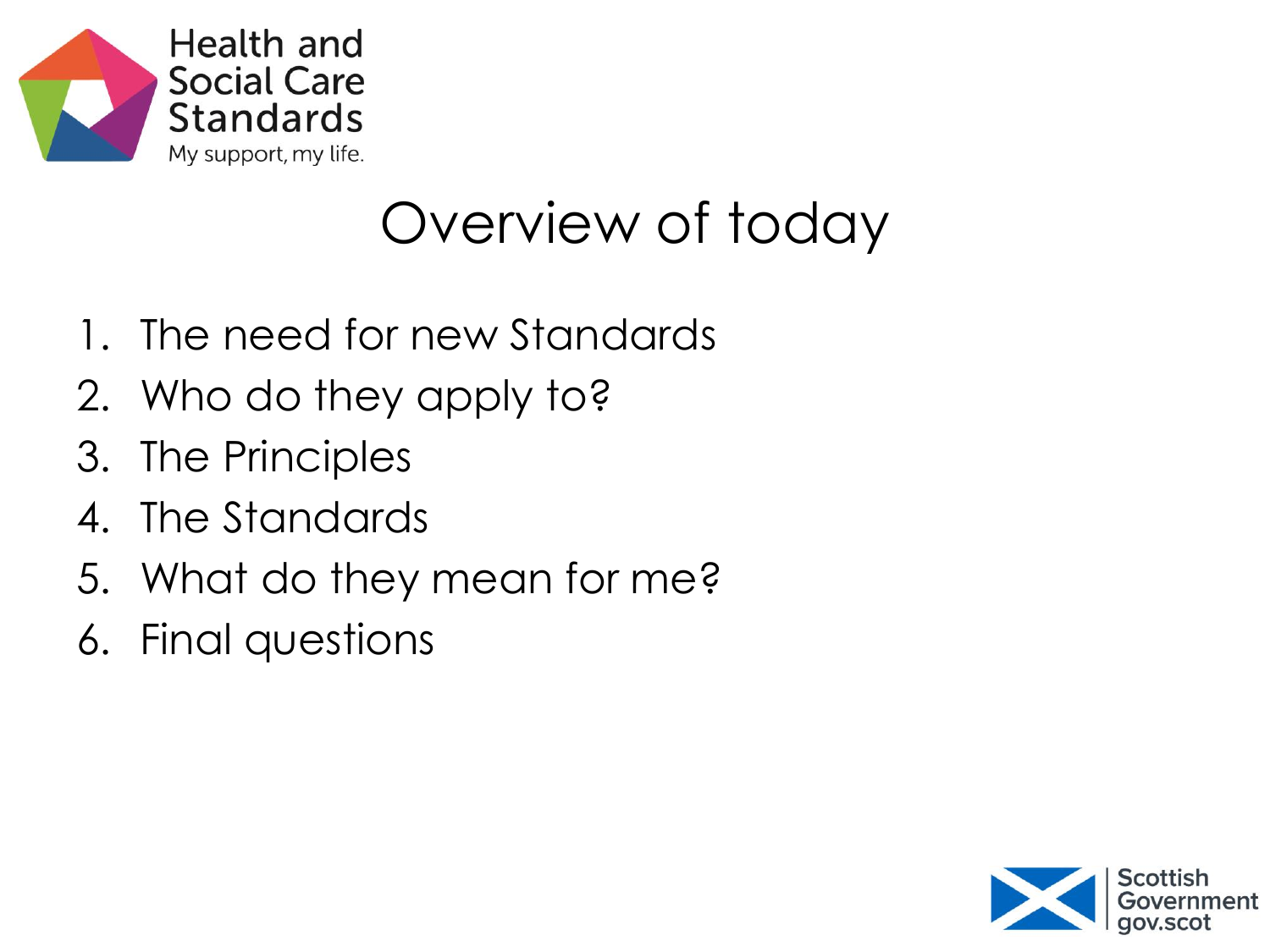# Overview of today

1. The need for new Standards
2. Who do they apply to?
3. The Principles
4. The Standards
5. What do they mean for me?
6. Final questions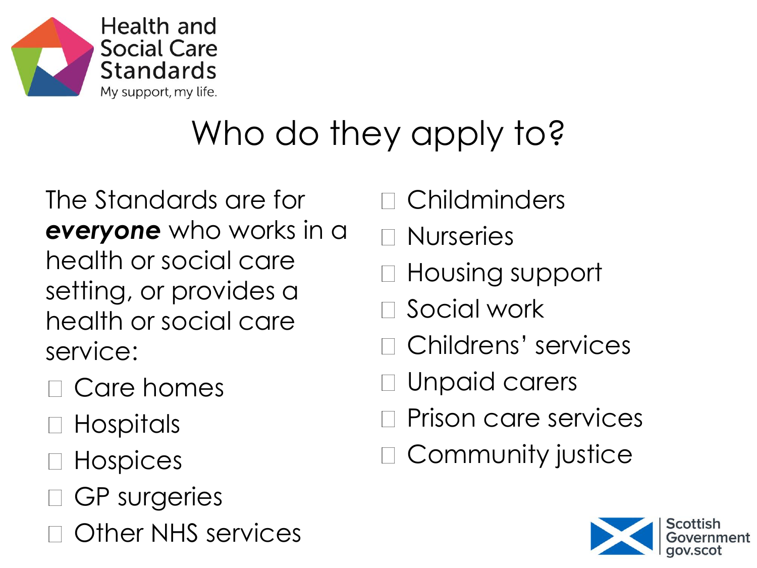# Who do they apply to?

The Standards are for ***everyone*** who works in a health or social care setting, or provides a health or social care service:

- Care homes
- Hospitals
- Hospices
- GP surgeries
- Other NHS services
- Childminders
- Nurseries
- Housing support
- Social work
- Childrens' services
- Unpaid carers
- Prison care services
- Community justice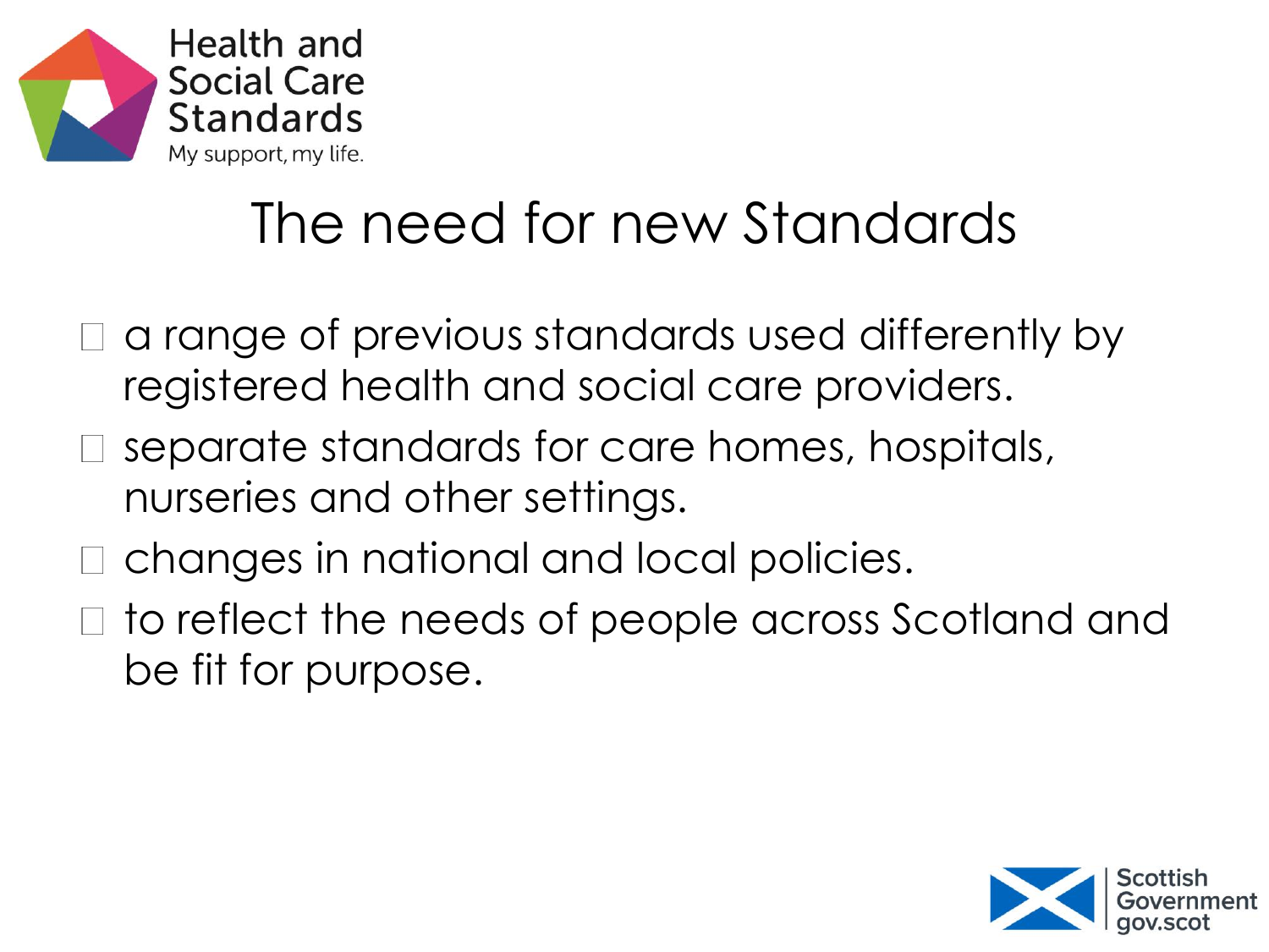# The need for new Standards

- a range of previous standards used differently by registered health and social care providers.
- separate standards for care homes, hospitals, nurseries and other settings.
- changes in national and local policies.
- to reflect the needs of people across Scotland and be fit for purpose.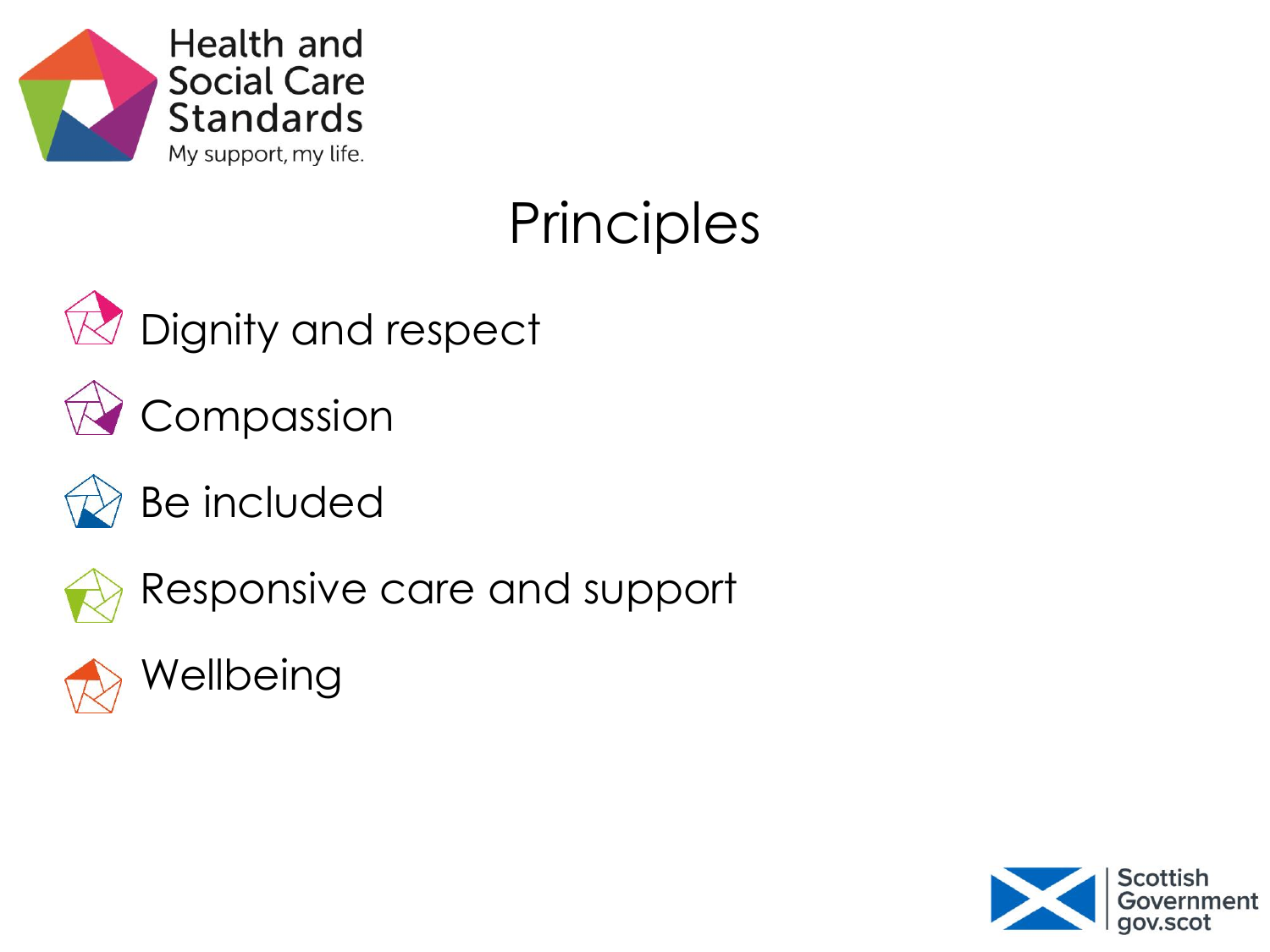Health and Social Care Standards

My support, my life.

# Principles

- Dignity and respect
- Compassion
- Be included
- Responsive care and support
- Wellbeing

Scottish Government
gov.scot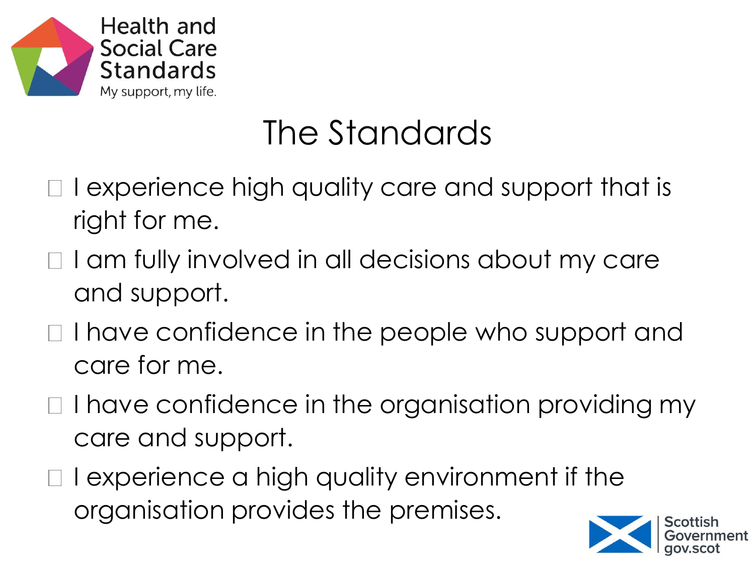Health and Social Care Standards

My support, my life.

# The Standards

- I experience high quality care and support that is right for me.
- I am fully involved in all decisions about my care and support.
- I have confidence in the people who support and care for me.
- I have confidence in the organisation providing my care and support.
- I experience a high quality environment if the organisation provides the premises.

Scottish Government
gov.scot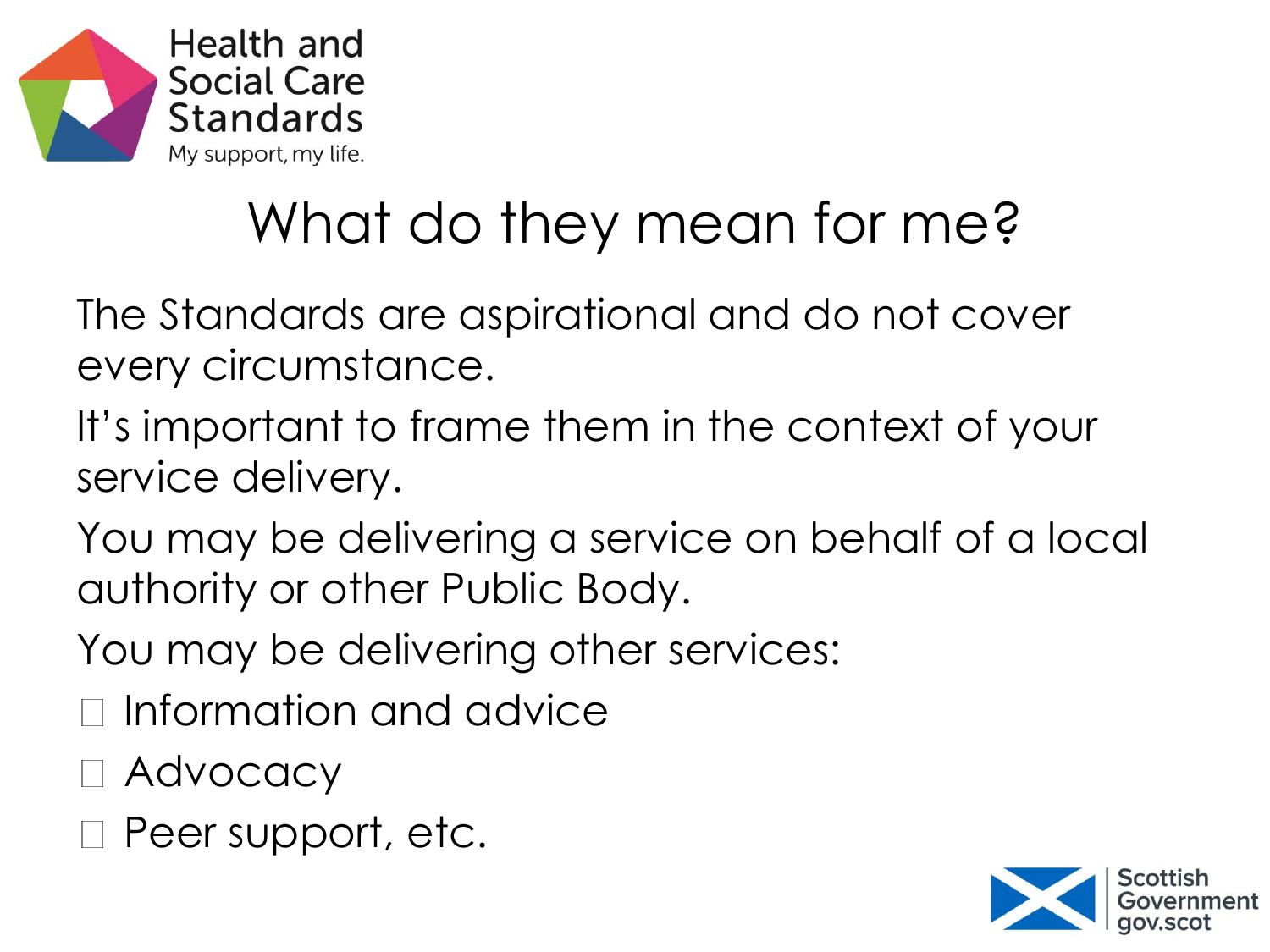# What do they mean for me?

The Standards are aspirational and do not cover every circumstance.

It's important to frame them in the context of your service delivery.

You may be delivering a service on behalf of a local authority or other Public Body.

You may be delivering other services:

- Information and advice
- Advocacy
- Peer support, etc.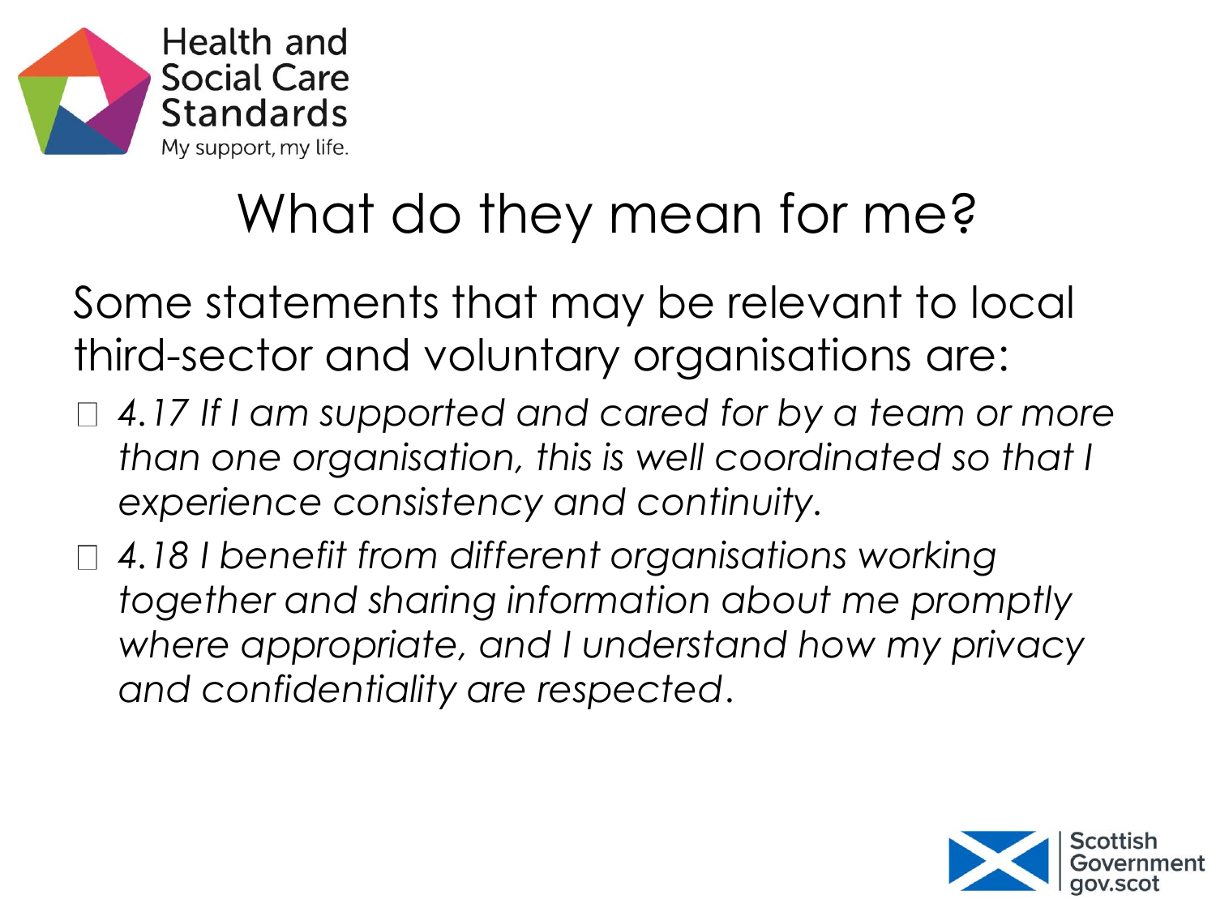# What do they mean for me?

Some statements that may be relevant to local third-sector and voluntary organisations are:

- *4.17 If I am supported and cared for by a team or more than one organisation, this is well coordinated so that I experience consistency and continuity.*
- *4.18 I benefit from different organisations working together and sharing information about me promptly where appropriate, and I understand how my privacy and confidentiality are respected.*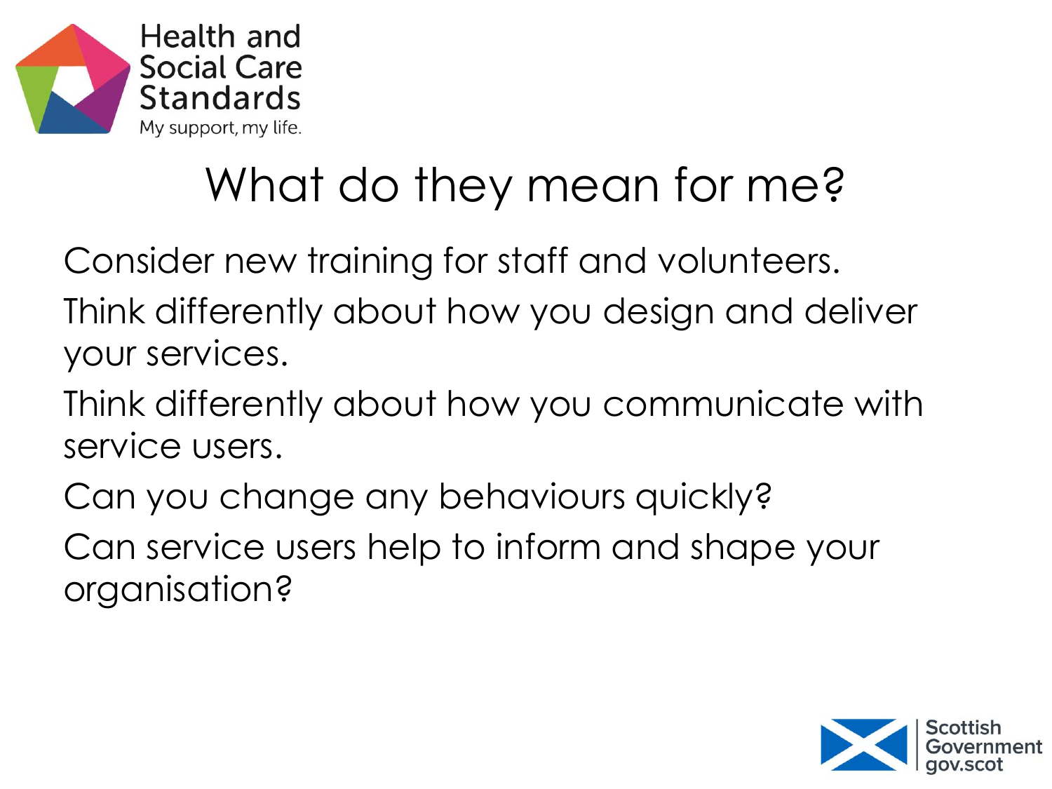Health and Social Care Standards

My support, my life.

# What do they mean for me?

Consider new training for staff and volunteers.

Think differently about how you design and deliver your services.

Think differently about how you communicate with service users.

Can you change any behaviours quickly?

Can service users help to inform and shape your organisation?

Scottish Government
gov.scot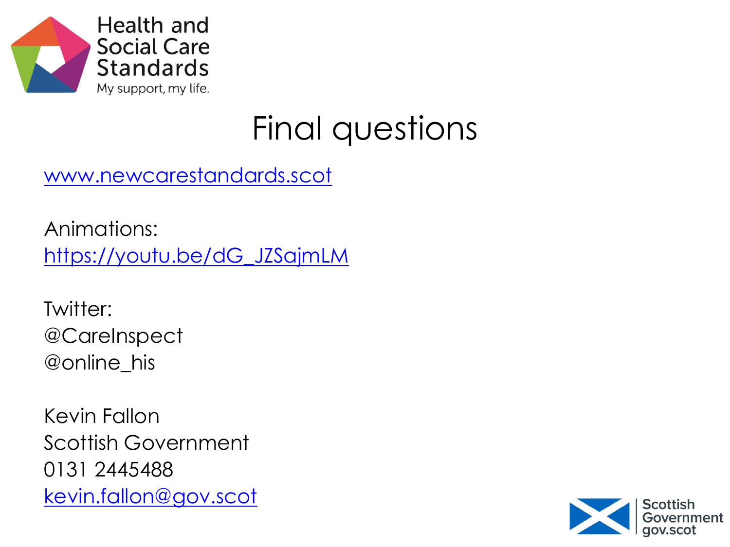Health and Social Care Standards

My support, my life.

# Final questions

www.newcarestandards.scot

Animations:
https://youtu.be/dG_JZSajmLM

Twitter:
@CareInspect
@online_his

Kevin Fallon
Scottish Government
0131 2445488
kevin.fallon@gov.scot

Scottish Government
gov.scot